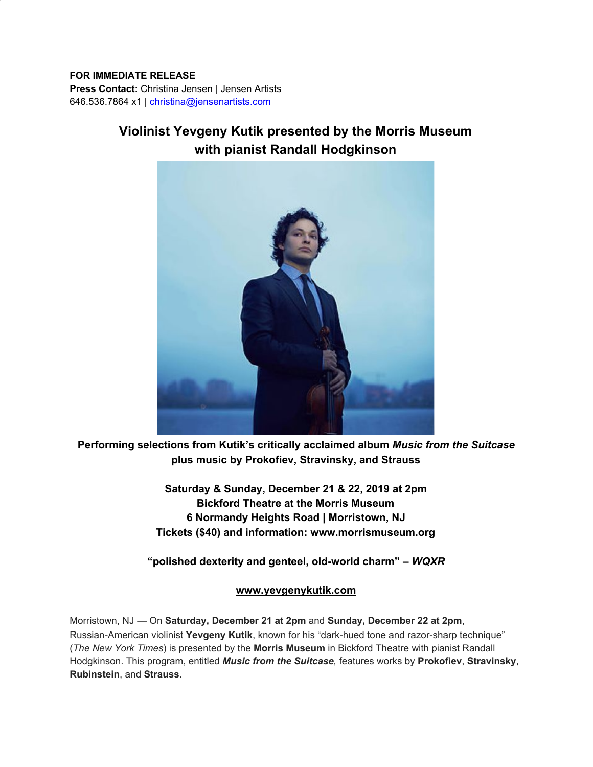**FOR IMMEDIATE RELEASE**
**Press Contact:** Christina Jensen | Jensen Artists
646.536.7864 x1 | christina@jensenartists.com

# Violinist Yevgeny Kutik presented by the Morris Museum with pianist Randall Hodgkinson

**Performing selections from Kutik's critically acclaimed album *Music from the Suitcase* plus music by Prokofiev, Stravinsky, and Strauss**

**Saturday & Sunday, December 21 & 22, 2019 at 2pm**
**Bickford Theatre at the Morris Museum**
**6 Normandy Heights Road | Morristown, NJ**
**Tickets ($40) and information: www.morrismuseum.org**

**"polished dexterity and genteel, old-world charm" – *WQXR***

**www.yevgenykutik.com**

Morristown, NJ — On **Saturday, December 21 at 2pm** and **Sunday, December 22 at 2pm**, Russian-American violinist **Yevgeny Kutik**, known for his "dark-hued tone and razor-sharp technique" (*The New York Times*) is presented by the **Morris Museum** in Bickford Theatre with pianist Randall Hodgkinson. This program, entitled ***Music from the Suitcase****,* features works by **Prokofiev**, **Stravinsky**, **Rubinstein**, and **Strauss**.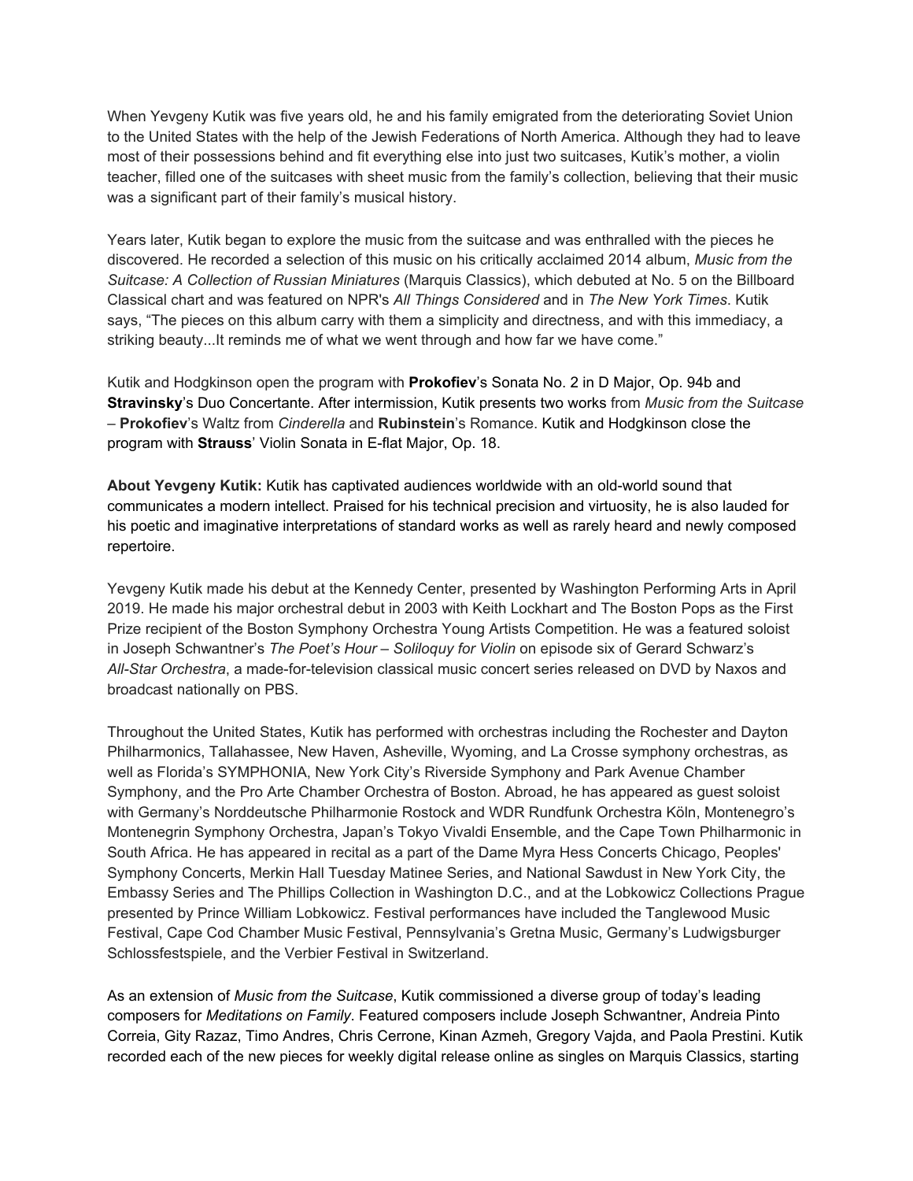When Yevgeny Kutik was five years old, he and his family emigrated from the deteriorating Soviet Union to the United States with the help of the Jewish Federations of North America. Although they had to leave most of their possessions behind and fit everything else into just two suitcases, Kutik's mother, a violin teacher, filled one of the suitcases with sheet music from the family's collection, believing that their music was a significant part of their family's musical history.

Years later, Kutik began to explore the music from the suitcase and was enthralled with the pieces he discovered. He recorded a selection of this music on his critically acclaimed 2014 album, *Music from the Suitcase: A Collection of Russian Miniatures* (Marquis Classics), which debuted at No. 5 on the Billboard Classical chart and was featured on NPR's *All Things Considered* and in *The New York Times*. Kutik says, "The pieces on this album carry with them a simplicity and directness, and with this immediacy, a striking beauty...It reminds me of what we went through and how far we have come."

Kutik and Hodgkinson open the program with **Prokofiev**'s Sonata No. 2 in D Major, Op. 94b and **Stravinsky**'s Duo Concertante. After intermission, Kutik presents two works from *Music from the Suitcase* – **Prokofiev**'s Waltz from *Cinderella* and **Rubinstein**'s Romance. Kutik and Hodgkinson close the program with **Strauss**' Violin Sonata in E-flat Major, Op. 18.

**About Yevgeny Kutik:** Kutik has captivated audiences worldwide with an old-world sound that communicates a modern intellect. Praised for his technical precision and virtuosity, he is also lauded for his poetic and imaginative interpretations of standard works as well as rarely heard and newly composed repertoire.

Yevgeny Kutik made his debut at the Kennedy Center, presented by Washington Performing Arts in April 2019. He made his major orchestral debut in 2003 with Keith Lockhart and The Boston Pops as the First Prize recipient of the Boston Symphony Orchestra Young Artists Competition. He was a featured soloist in Joseph Schwantner's *The Poet's Hour – Soliloquy for Violin* on episode six of Gerard Schwarz's *All-Star Orchestra*, a made-for-television classical music concert series released on DVD by Naxos and broadcast nationally on PBS.

Throughout the United States, Kutik has performed with orchestras including the Rochester and Dayton Philharmonics, Tallahassee, New Haven, Asheville, Wyoming, and La Crosse symphony orchestras, as well as Florida's SYMPHONIA, New York City's Riverside Symphony and Park Avenue Chamber Symphony, and the Pro Arte Chamber Orchestra of Boston. Abroad, he has appeared as guest soloist with Germany's Norddeutsche Philharmonie Rostock and WDR Rundfunk Orchestra Köln, Montenegro's Montenegrin Symphony Orchestra, Japan's Tokyo Vivaldi Ensemble, and the Cape Town Philharmonic in South Africa. He has appeared in recital as a part of the Dame Myra Hess Concerts Chicago, Peoples' Symphony Concerts, Merkin Hall Tuesday Matinee Series, and National Sawdust in New York City, the Embassy Series and The Phillips Collection in Washington D.C., and at the Lobkowicz Collections Prague presented by Prince William Lobkowicz. Festival performances have included the Tanglewood Music Festival, Cape Cod Chamber Music Festival, Pennsylvania's Gretna Music, Germany's Ludwigsburger Schlossfestspiele, and the Verbier Festival in Switzerland.

As an extension of *Music from the Suitcase*, Kutik commissioned a diverse group of today's leading composers for *Meditations on Family*. Featured composers include Joseph Schwantner, Andreia Pinto Correia, Gity Razaz, Timo Andres, Chris Cerrone, Kinan Azmeh, Gregory Vajda, and Paola Prestini. Kutik recorded each of the new pieces for weekly digital release online as singles on Marquis Classics, starting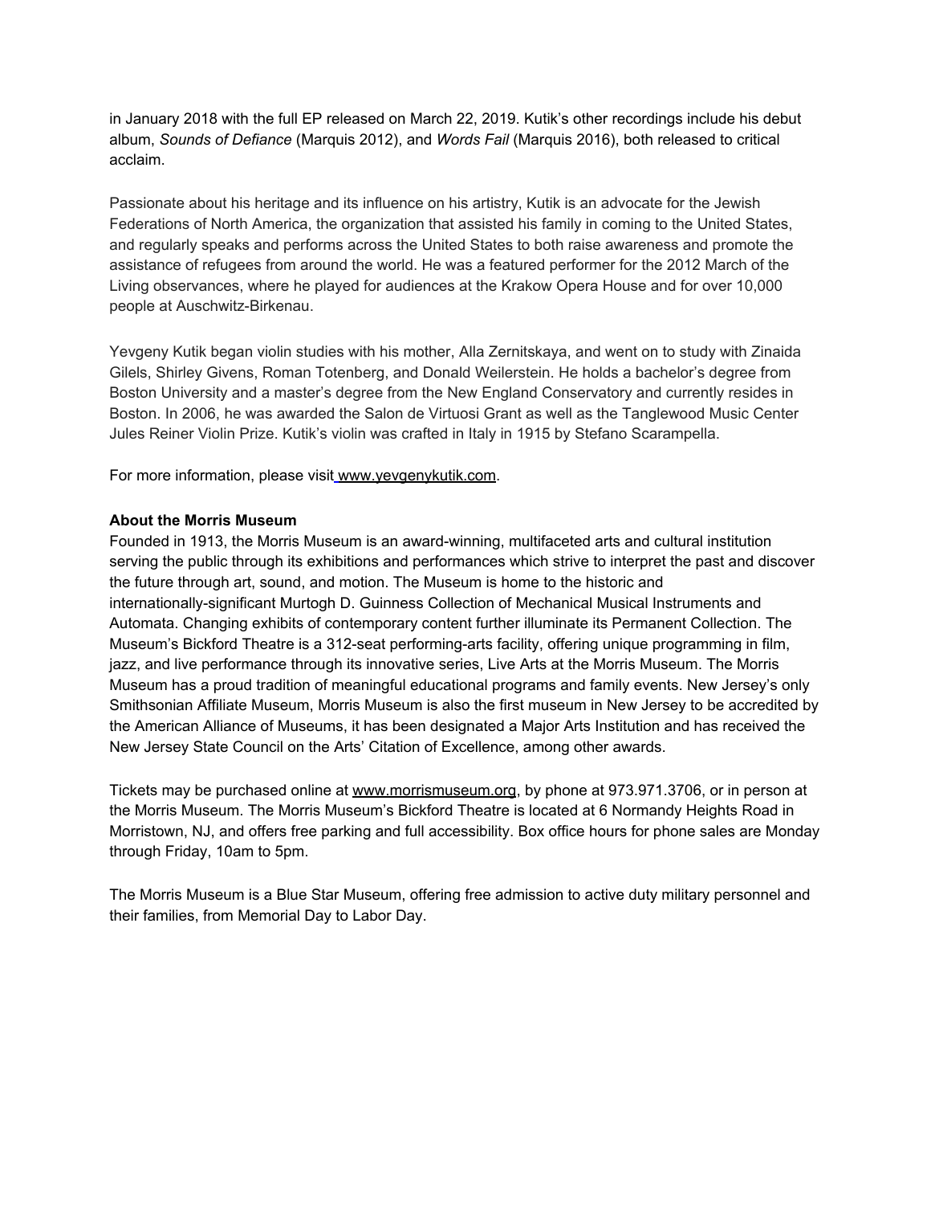in January 2018 with the full EP released on March 22, 2019. Kutik's other recordings include his debut album, *Sounds of Defiance* (Marquis 2012), and *Words Fail* (Marquis 2016), both released to critical acclaim.

Passionate about his heritage and its influence on his artistry, Kutik is an advocate for the Jewish Federations of North America, the organization that assisted his family in coming to the United States, and regularly speaks and performs across the United States to both raise awareness and promote the assistance of refugees from around the world. He was a featured performer for the 2012 March of the Living observances, where he played for audiences at the Krakow Opera House and for over 10,000 people at Auschwitz-Birkenau.

Yevgeny Kutik began violin studies with his mother, Alla Zernitskaya, and went on to study with Zinaida Gilels, Shirley Givens, Roman Totenberg, and Donald Weilerstein. He holds a bachelor's degree from Boston University and a master's degree from the New England Conservatory and currently resides in Boston. In 2006, he was awarded the Salon de Virtuosi Grant as well as the Tanglewood Music Center Jules Reiner Violin Prize. Kutik's violin was crafted in Italy in 1915 by Stefano Scarampella.

For more information, please visit www.yevgenykutik.com.

**About the Morris Museum**

Founded in 1913, the Morris Museum is an award-winning, multifaceted arts and cultural institution serving the public through its exhibitions and performances which strive to interpret the past and discover the future through art, sound, and motion. The Museum is home to the historic and internationally-significant Murtogh D. Guinness Collection of Mechanical Musical Instruments and Automata. Changing exhibits of contemporary content further illuminate its Permanent Collection. The Museum's Bickford Theatre is a 312-seat performing-arts facility, offering unique programming in film, jazz, and live performance through its innovative series, Live Arts at the Morris Museum. The Morris Museum has a proud tradition of meaningful educational programs and family events. New Jersey's only Smithsonian Affiliate Museum, Morris Museum is also the first museum in New Jersey to be accredited by the American Alliance of Museums, it has been designated a Major Arts Institution and has received the New Jersey State Council on the Arts' Citation of Excellence, among other awards.

Tickets may be purchased online at www.morrismuseum.org, by phone at 973.971.3706, or in person at the Morris Museum. The Morris Museum's Bickford Theatre is located at 6 Normandy Heights Road in Morristown, NJ, and offers free parking and full accessibility. Box office hours for phone sales are Monday through Friday, 10am to 5pm.

The Morris Museum is a Blue Star Museum, offering free admission to active duty military personnel and their families, from Memorial Day to Labor Day.